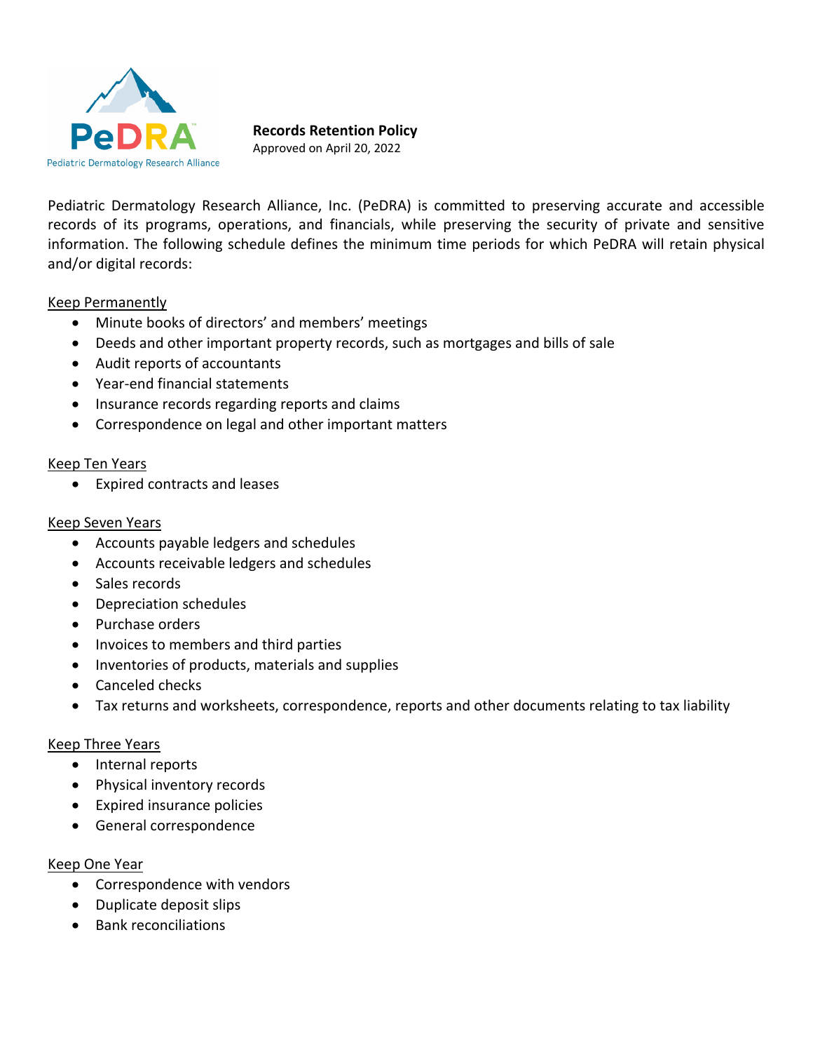PeDRA
Pediatric Dermatology Research Alliance

**Records Retention Policy**
Approved on April 20, 2022

Pediatric Dermatology Research Alliance, Inc. (PeDRA) is committed to preserving accurate and accessible records of its programs, operations, and financials, while preserving the security of private and sensitive information. The following schedule defines the minimum time periods for which PeDRA will retain physical and/or digital records:

Keep Permanently

- Minute books of directors' and members' meetings
- Deeds and other important property records, such as mortgages and bills of sale
- Audit reports of accountants
- Year-end financial statements
- Insurance records regarding reports and claims
- Correspondence on legal and other important matters

Keep Ten Years

- Expired contracts and leases

Keep Seven Years

- Accounts payable ledgers and schedules
- Accounts receivable ledgers and schedules
- Sales records
- Depreciation schedules
- Purchase orders
- Invoices to members and third parties
- Inventories of products, materials and supplies
- Canceled checks
- Tax returns and worksheets, correspondence, reports and other documents relating to tax liability

Keep Three Years

- Internal reports
- Physical inventory records
- Expired insurance policies
- General correspondence

Keep One Year

- Correspondence with vendors
- Duplicate deposit slips
- Bank reconciliations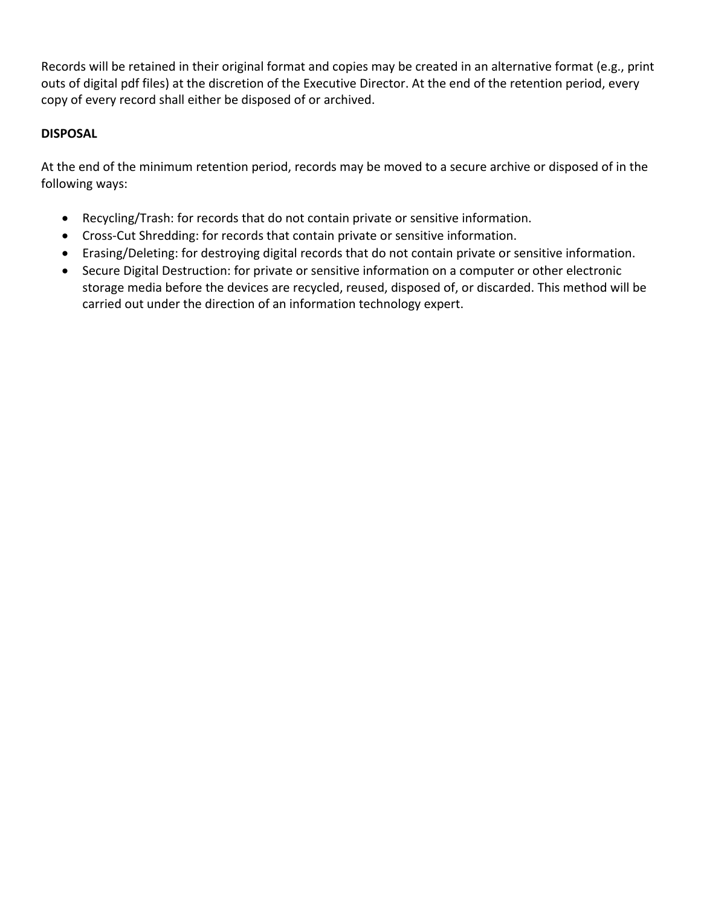Records will be retained in their original format and copies may be created in an alternative format (e.g., print outs of digital pdf files) at the discretion of the Executive Director. At the end of the retention period, every copy of every record shall either be disposed of or archived.

**DISPOSAL**

At the end of the minimum retention period, records may be moved to a secure archive or disposed of in the following ways:

- Recycling/Trash: for records that do not contain private or sensitive information.
- Cross-Cut Shredding: for records that contain private or sensitive information.
- Erasing/Deleting: for destroying digital records that do not contain private or sensitive information.
- Secure Digital Destruction: for private or sensitive information on a computer or other electronic storage media before the devices are recycled, reused, disposed of, or discarded. This method will be carried out under the direction of an information technology expert.